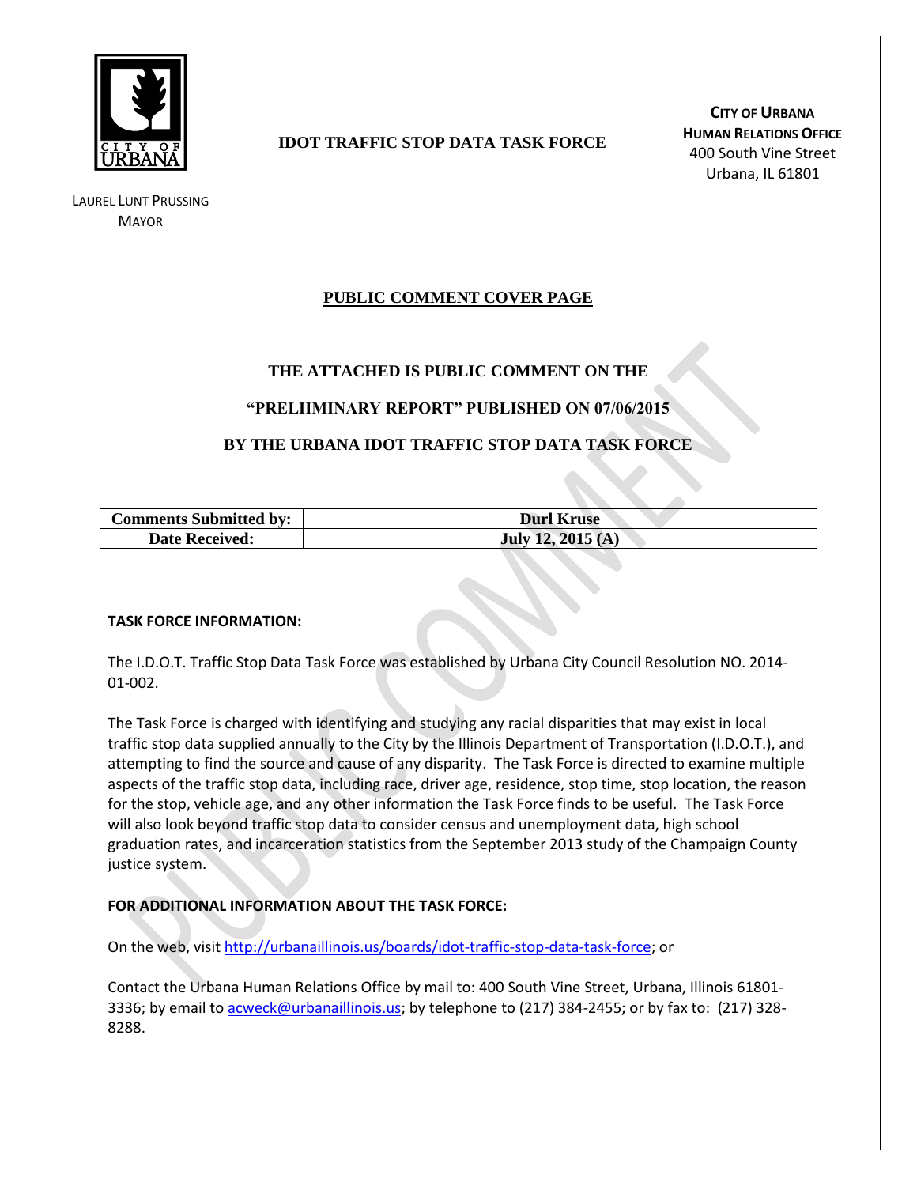**IDOT TRAFFIC STOP DATA TASK FORCE**

**CITY OF URBANA**
**HUMAN RELATIONS OFFICE**
400 South Vine Street
Urbana, IL 61801

LAUREL LUNT PRUSSING
MAYOR

## PUBLIC COMMENT COVER PAGE

**THE ATTACHED IS PUBLIC COMMENT ON THE**

**"PRELIIMINARY REPORT" PUBLISHED ON 07/06/2015**

**BY THE URBANA IDOT TRAFFIC STOP DATA TASK FORCE**

| **Comments Submitted by:** | **Durl Kruse** |
| --- | --- |
| **Date Received:** | **July 12, 2015 (A)** |

**TASK FORCE INFORMATION:**

The I.D.O.T. Traffic Stop Data Task Force was established by Urbana City Council Resolution NO. 2014-01-002.

The Task Force is charged with identifying and studying any racial disparities that may exist in local traffic stop data supplied annually to the City by the Illinois Department of Transportation (I.D.O.T.), and attempting to find the source and cause of any disparity. The Task Force is directed to examine multiple aspects of the traffic stop data, including race, driver age, residence, stop time, stop location, the reason for the stop, vehicle age, and any other information the Task Force finds to be useful. The Task Force will also look beyond traffic stop data to consider census and unemployment data, high school graduation rates, and incarceration statistics from the September 2013 study of the Champaign County justice system.

**FOR ADDITIONAL INFORMATION ABOUT THE TASK FORCE:**

On the web, visit http://urbanaillinois.us/boards/idot-traffic-stop-data-task-force; or

Contact the Urbana Human Relations Office by mail to: 400 South Vine Street, Urbana, Illinois 61801-3336; by email to acweck@urbanaillinois.us; by telephone to (217) 384-2455; or by fax to: (217) 328-8288.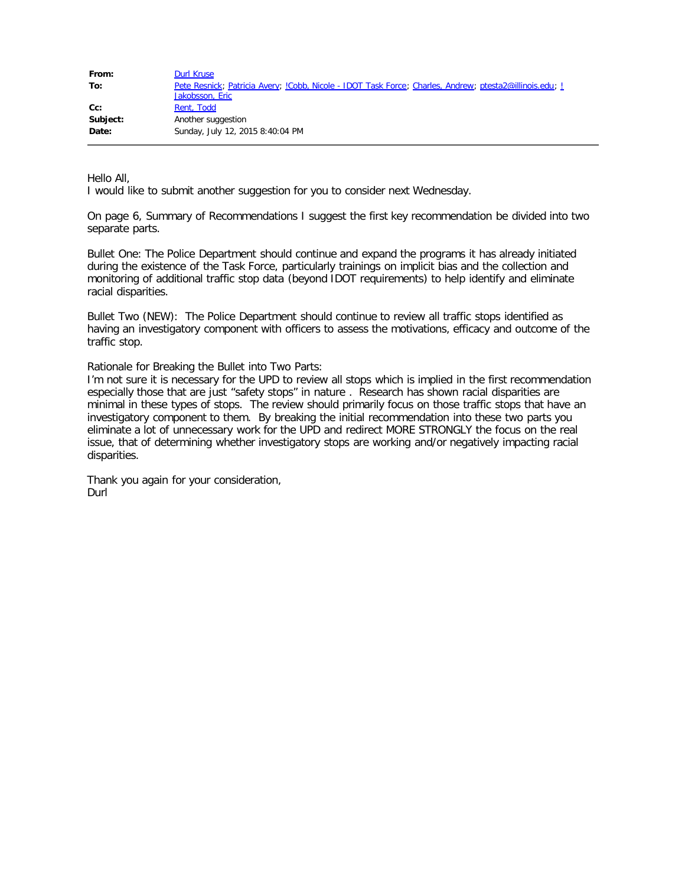| | |
|---|---|
| **From:** | Durl Kruse |
| **To:** | Pete Resnick; Patricia Avery; !Cobb, Nicole - IDOT Task Force; Charles, Andrew; ptesta2@illinois.edu; !Jakobsson, Eric |
| **Cc:** | Rent, Todd |
| **Subject:** | Another suggestion |
| **Date:** | Sunday, July 12, 2015 8:40:04 PM |

Hello All,
I would like to submit another suggestion for you to consider next Wednesday.

On page 6, Summary of Recommendations I suggest the first key recommendation be divided into two separate parts.

Bullet One: The Police Department should continue and expand the programs it has already initiated during the existence of the Task Force, particularly trainings on implicit bias and the collection and monitoring of additional traffic stop data (beyond IDOT requirements) to help identify and eliminate racial disparities.

Bullet Two (NEW): The Police Department should continue to review all traffic stops identified as having an investigatory component with officers to assess the motivations, efficacy and outcome of the traffic stop.

Rationale for Breaking the Bullet into Two Parts:
I'm not sure it is necessary for the UPD to review all stops which is implied in the first recommendation especially those that are just "safety stops" in nature . Research has shown racial disparities are minimal in these types of stops. The review should primarily focus on those traffic stops that have an investigatory component to them. By breaking the initial recommendation into these two parts you eliminate a lot of unnecessary work for the UPD and redirect MORE STRONGLY the focus on the real issue, that of determining whether investigatory stops are working and/or negatively impacting racial disparities.

Thank you again for your consideration,
Durl